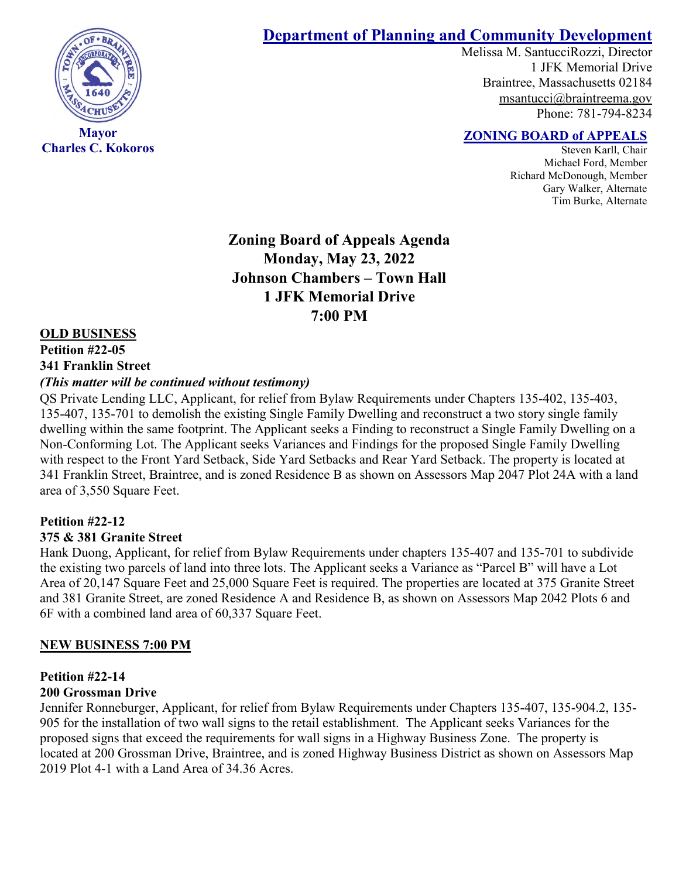## Department of Planning and Community Development

Melissa M. SantucciRozzi, Director
1 JFK Memorial Drive
Braintree, Massachusetts 02184
msantucci@braintreema.gov
Phone: 781-794-8234

**Mayor**
**Charles C. Kokoros**

### ZONING BOARD of APPEALS

Steven Karll, Chair
Michael Ford, Member
Richard McDonough, Member
Gary Walker, Alternate
Tim Burke, Alternate

# Zoning Board of Appeals Agenda
# Monday, May 23, 2022
# Johnson Chambers – Town Hall
# 1 JFK Memorial Drive
# 7:00 PM

## OLD BUSINESS

**Petition #22-05**
**341 Franklin Street**
***(This matter will be continued without testimony)***

QS Private Lending LLC, Applicant, for relief from Bylaw Requirements under Chapters 135-402, 135-403, 135-407, 135-701 to demolish the existing Single Family Dwelling and reconstruct a two story single family dwelling within the same footprint. The Applicant seeks a Finding to reconstruct a Single Family Dwelling on a Non-Conforming Lot. The Applicant seeks Variances and Findings for the proposed Single Family Dwelling with respect to the Front Yard Setback, Side Yard Setbacks and Rear Yard Setback. The property is located at 341 Franklin Street, Braintree, and is zoned Residence B as shown on Assessors Map 2047 Plot 24A with a land area of 3,550 Square Feet.

**Petition #22-12**
**375 & 381 Granite Street**

Hank Duong, Applicant, for relief from Bylaw Requirements under chapters 135-407 and 135-701 to subdivide the existing two parcels of land into three lots. The Applicant seeks a Variance as "Parcel B" will have a Lot Area of 20,147 Square Feet and 25,000 Square Feet is required. The properties are located at 375 Granite Street and 381 Granite Street, are zoned Residence A and Residence B, as shown on Assessors Map 2042 Plots 6 and 6F with a combined land area of 60,337 Square Feet.

## NEW BUSINESS 7:00 PM

**Petition #22-14**
**200 Grossman Drive**

Jennifer Ronneburger, Applicant, for relief from Bylaw Requirements under Chapters 135-407, 135-904.2, 135-905 for the installation of two wall signs to the retail establishment. The Applicant seeks Variances for the proposed signs that exceed the requirements for wall signs in a Highway Business Zone. The property is located at 200 Grossman Drive, Braintree, and is zoned Highway Business District as shown on Assessors Map 2019 Plot 4-1 with a Land Area of 34.36 Acres.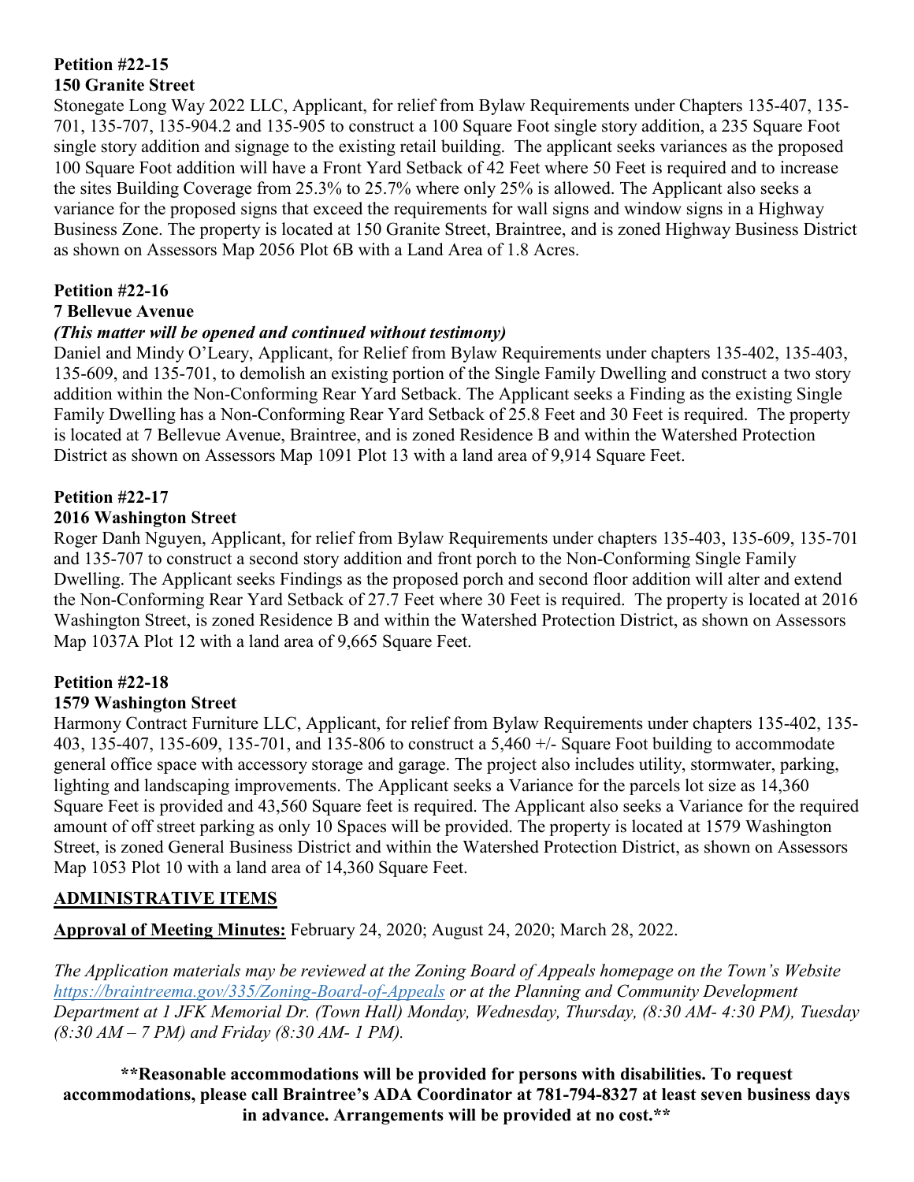**Petition #22-15**
**150 Granite Street**

Stonegate Long Way 2022 LLC, Applicant, for relief from Bylaw Requirements under Chapters 135-407, 135-701, 135-707, 135-904.2 and 135-905 to construct a 100 Square Foot single story addition, a 235 Square Foot single story addition and signage to the existing retail building. The applicant seeks variances as the proposed 100 Square Foot addition will have a Front Yard Setback of 42 Feet where 50 Feet is required and to increase the sites Building Coverage from 25.3% to 25.7% where only 25% is allowed. The Applicant also seeks a variance for the proposed signs that exceed the requirements for wall signs and window signs in a Highway Business Zone. The property is located at 150 Granite Street, Braintree, and is zoned Highway Business District as shown on Assessors Map 2056 Plot 6B with a Land Area of 1.8 Acres.

**Petition #22-16**
**7 Bellevue Avenue**
***(This matter will be opened and continued without testimony)***

Daniel and Mindy O'Leary, Applicant, for Relief from Bylaw Requirements under chapters 135-402, 135-403, 135-609, and 135-701, to demolish an existing portion of the Single Family Dwelling and construct a two story addition within the Non-Conforming Rear Yard Setback. The Applicant seeks a Finding as the existing Single Family Dwelling has a Non-Conforming Rear Yard Setback of 25.8 Feet and 30 Feet is required. The property is located at 7 Bellevue Avenue, Braintree, and is zoned Residence B and within the Watershed Protection District as shown on Assessors Map 1091 Plot 13 with a land area of 9,914 Square Feet.

**Petition #22-17**
**2016 Washington Street**

Roger Danh Nguyen, Applicant, for relief from Bylaw Requirements under chapters 135-403, 135-609, 135-701 and 135-707 to construct a second story addition and front porch to the Non-Conforming Single Family Dwelling. The Applicant seeks Findings as the proposed porch and second floor addition will alter and extend the Non-Conforming Rear Yard Setback of 27.7 Feet where 30 Feet is required. The property is located at 2016 Washington Street, is zoned Residence B and within the Watershed Protection District, as shown on Assessors Map 1037A Plot 12 with a land area of 9,665 Square Feet.

**Petition #22-18**
**1579 Washington Street**

Harmony Contract Furniture LLC, Applicant, for relief from Bylaw Requirements under chapters 135-402, 135-403, 135-407, 135-609, 135-701, and 135-806 to construct a 5,460 +/- Square Foot building to accommodate general office space with accessory storage and garage. The project also includes utility, stormwater, parking, lighting and landscaping improvements. The Applicant seeks a Variance for the parcels lot size as 14,360 Square Feet is provided and 43,560 Square feet is required. The Applicant also seeks a Variance for the required amount of off street parking as only 10 Spaces will be provided. The property is located at 1579 Washington Street, is zoned General Business District and within the Watershed Protection District, as shown on Assessors Map 1053 Plot 10 with a land area of 14,360 Square Feet.

## ADMINISTRATIVE ITEMS

**Approval of Meeting Minutes:** February 24, 2020; August 24, 2020; March 28, 2022.

*The Application materials may be reviewed at the Zoning Board of Appeals homepage on the Town's Website [https://braintreema.gov/335/Zoning-Board-of-Appeals](https://braintreema.gov/335/Zoning-Board-of-Appeals) or at the Planning and Community Development Department at 1 JFK Memorial Dr. (Town Hall) Monday, Wednesday, Thursday, (8:30 AM- 4:30 PM), Tuesday (8:30 AM – 7 PM) and Friday (8:30 AM- 1 PM).*

**\*\*Reasonable accommodations will be provided for persons with disabilities. To request accommodations, please call Braintree's ADA Coordinator at 781-794-8327 at least seven business days in advance. Arrangements will be provided at no cost.\*\***